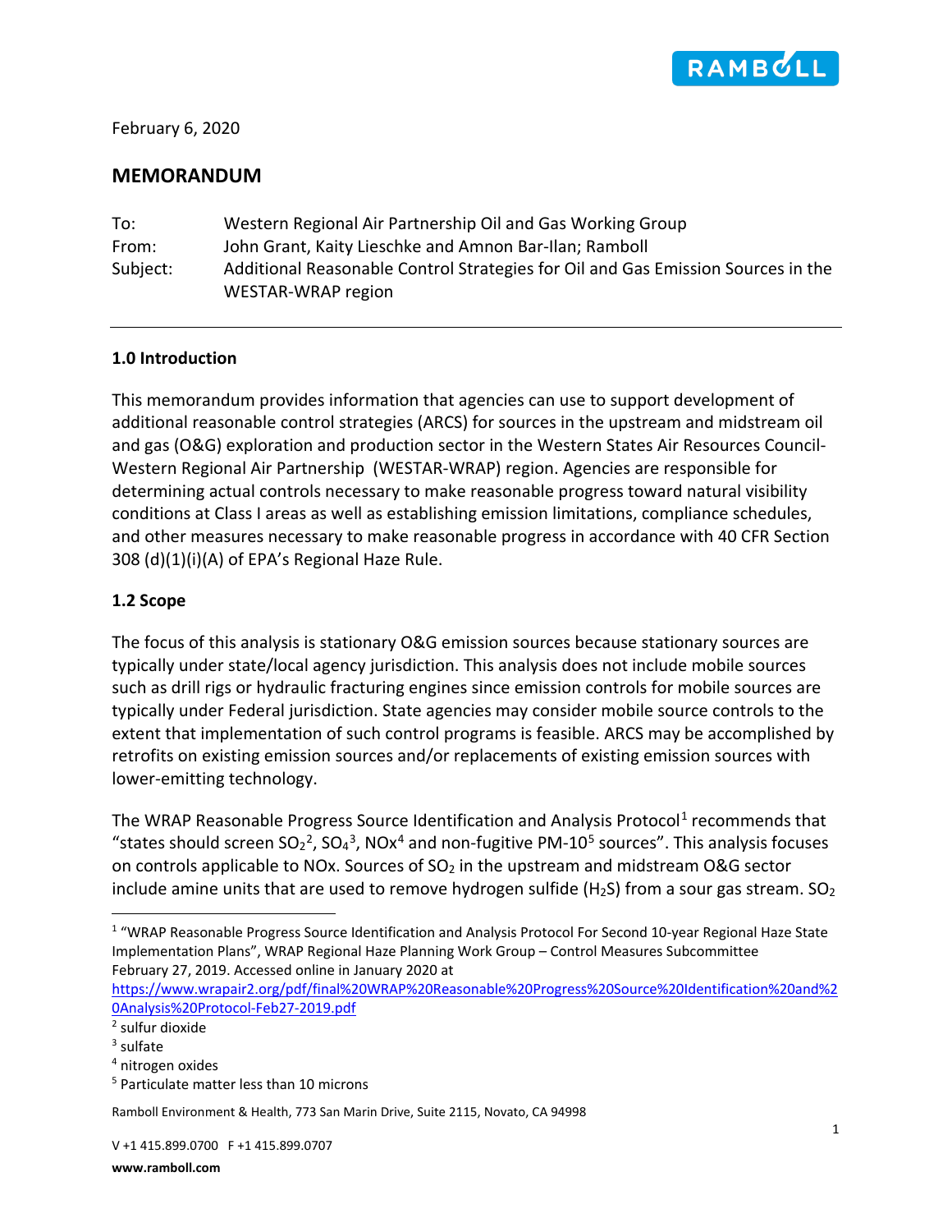February 6, 2020

## MEMORANDUM

| | |
|---|---|
| To: | Western Regional Air Partnership Oil and Gas Working Group |
| From: | John Grant, Kaity Lieschke and Amnon Bar-Ilan; Ramboll |
| Subject: | Additional Reasonable Control Strategies for Oil and Gas Emission Sources in the WESTAR-WRAP region |

---

### 1.0 Introduction

This memorandum provides information that agencies can use to support development of additional reasonable control strategies (ARCS) for sources in the upstream and midstream oil and gas (O&G) exploration and production sector in the Western States Air Resources Council-Western Regional Air Partnership (WESTAR-WRAP) region. Agencies are responsible for determining actual controls necessary to make reasonable progress toward natural visibility conditions at Class I areas as well as establishing emission limitations, compliance schedules, and other measures necessary to make reasonable progress in accordance with 40 CFR Section 308 (d)(1)(i)(A) of EPA's Regional Haze Rule.

### 1.2 Scope

The focus of this analysis is stationary O&G emission sources because stationary sources are typically under state/local agency jurisdiction. This analysis does not include mobile sources such as drill rigs or hydraulic fracturing engines since emission controls for mobile sources are typically under Federal jurisdiction. State agencies may consider mobile source controls to the extent that implementation of such control programs is feasible. ARCS may be accomplished by retrofits on existing emission sources and/or replacements of existing emission sources with lower-emitting technology.

The WRAP Reasonable Progress Source Identification and Analysis Protocol[1] recommends that "states should screen $SO_2$[2], $SO_4$[3], NOx[4] and non-fugitive PM-10[5] sources". This analysis focuses on controls applicable to NOx. Sources of $SO_2$ in the upstream and midstream O&G sector include amine units that are used to remove hydrogen sulfide ($H_2S$) from a sour gas stream. $SO_2$

---

[1] "WRAP Reasonable Progress Source Identification and Analysis Protocol For Second 10-year Regional Haze State Implementation Plans", WRAP Regional Haze Planning Work Group – Control Measures Subcommittee February 27, 2019. Accessed online in January 2020 at https://www.wrapair2.org/pdf/final%20WRAP%20Reasonable%20Progress%20Source%20Identification%20and%20Analysis%20Protocol-Feb27-2019.pdf

[2] sulfur dioxide

[3] sulfate

[4] nitrogen oxides

[5] Particulate matter less than 10 microns

Ramboll Environment & Health, 773 San Marin Drive, Suite 2115, Novato, CA 94998

V +1 415.899.0700 F +1 415.899.0707

**www.ramboll.com**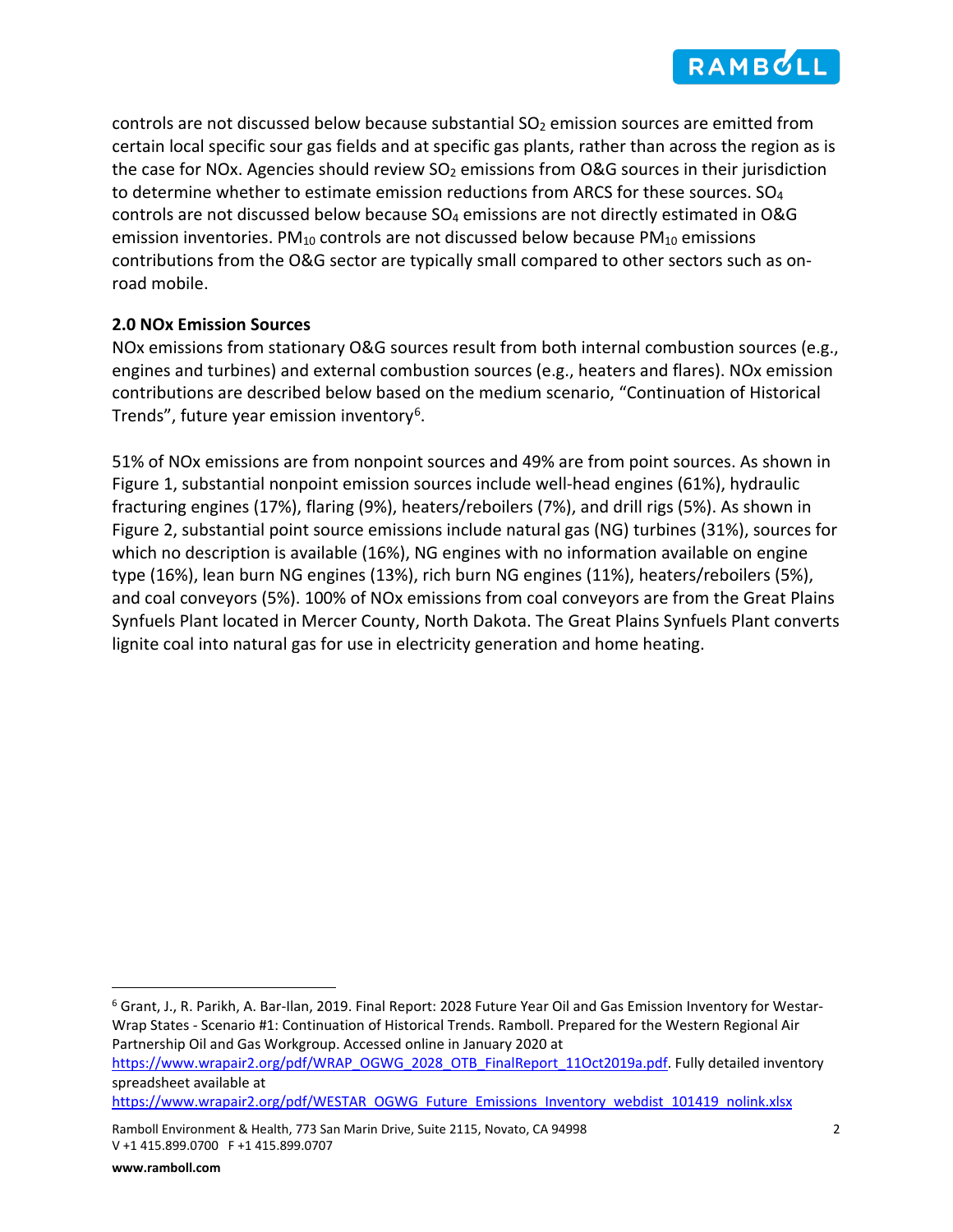controls are not discussed below because substantial $SO_2$ emission sources are emitted from certain local specific sour gas fields and at specific gas plants, rather than across the region as is the case for NOx. Agencies should review $SO_2$ emissions from O&G sources in their jurisdiction to determine whether to estimate emission reductions from ARCS for these sources. $SO_4$ controls are not discussed below because $SO_4$ emissions are not directly estimated in O&G emission inventories. $PM_{10}$ controls are not discussed below because $PM_{10}$ emissions contributions from the O&G sector are typically small compared to other sectors such as on-road mobile.

## 2.0 NOx Emission Sources

NOx emissions from stationary O&G sources result from both internal combustion sources (e.g., engines and turbines) and external combustion sources (e.g., heaters and flares). NOx emission contributions are described below based on the medium scenario, "Continuation of Historical Trends", future year emission inventory[6].

51% of NOx emissions are from nonpoint sources and 49% are from point sources. As shown in Figure 1, substantial nonpoint emission sources include well-head engines (61%), hydraulic fracturing engines (17%), flaring (9%), heaters/reboilers (7%), and drill rigs (5%). As shown in Figure 2, substantial point source emissions include natural gas (NG) turbines (31%), sources for which no description is available (16%), NG engines with no information available on engine type (16%), lean burn NG engines (13%), rich burn NG engines (11%), heaters/reboilers (5%), and coal conveyors (5%). 100% of NOx emissions from coal conveyors are from the Great Plains Synfuels Plant located in Mercer County, North Dakota. The Great Plains Synfuels Plant converts lignite coal into natural gas for use in electricity generation and home heating.

[6] Grant, J., R. Parikh, A. Bar-Ilan, 2019. Final Report: 2028 Future Year Oil and Gas Emission Inventory for Westar-Wrap States - Scenario #1: Continuation of Historical Trends. Ramboll. Prepared for the Western Regional Air Partnership Oil and Gas Workgroup. Accessed online in January 2020 at https://www.wrapair2.org/pdf/WRAP_OGWG_2028_OTB_FinalReport_11Oct2019a.pdf. Fully detailed inventory spreadsheet available at https://www.wrapair2.org/pdf/WESTAR_OGWG_Future_Emissions_Inventory_webdist_101419_nolink.xlsx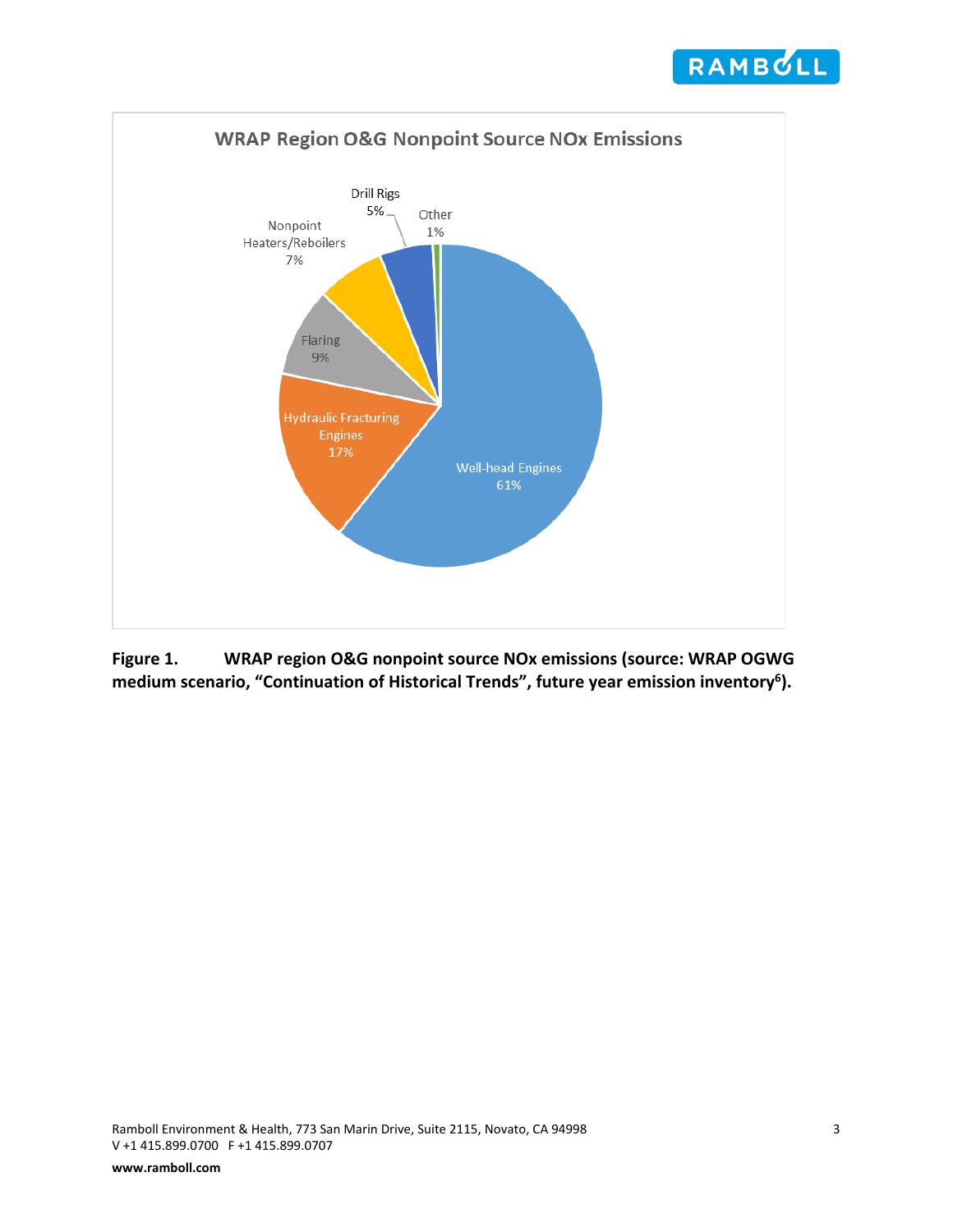WRAP Region O&G Nonpoint Source NOx Emissions

| Source | Share |
| --- | --- |
| Well-head Engines | 61% |
| Hydraulic Fracturing Engines | 17% |
| Flaring | 9% |
| Nonpoint Heaters/Reboilers | 7% |
| Drill Rigs | 5% |
| Other | 1% |

**Figure 1. WRAP region O&G nonpoint source NOx emissions (source: WRAP OGWG medium scenario, "Continuation of Historical Trends", future year emission inventory[6]).**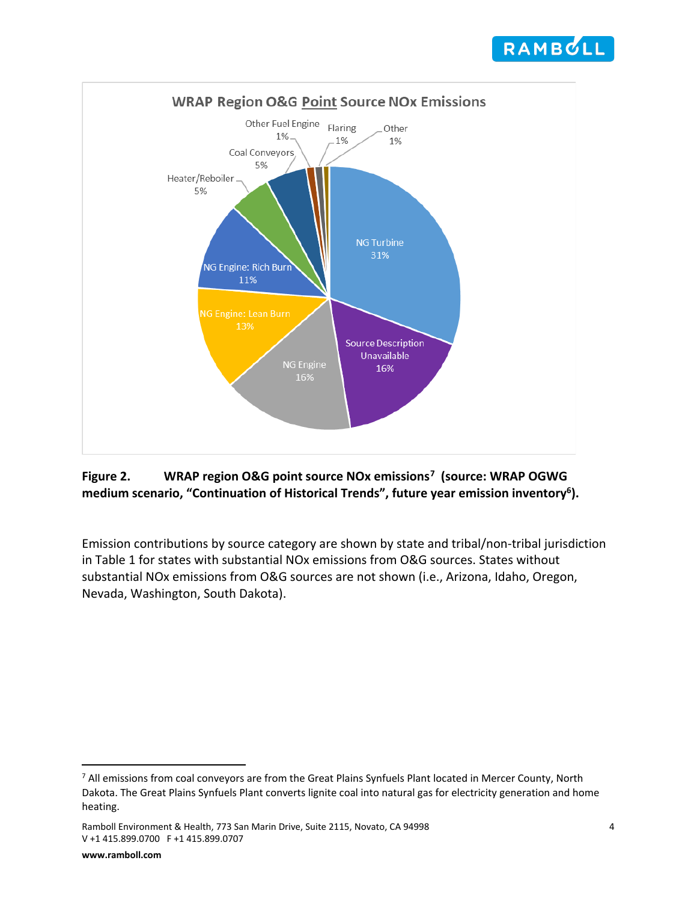**WRAP Region O&G Point Source NOx Emissions**

| Source Category | Share |
| --- | --- |
| NG Turbine | 31% |
| Source Description Unavailable | 16% |
| NG Engine | 16% |
| NG Engine: Lean Burn | 13% |
| NG Engine: Rich Burn | 11% |
| Heater/Reboiler | 5% |
| Coal Conveyors | 5% |
| Other Fuel Engine | 1% |
| Flaring | 1% |
| Other | 1% |

**Figure 2. WRAP region O&G point source NOx emissions[7] (source: WRAP OGWG medium scenario, "Continuation of Historical Trends", future year emission inventory[6]).**

Emission contributions by source category are shown by state and tribal/non-tribal jurisdiction in Table 1 for states with substantial NOx emissions from O&G sources. States without substantial NOx emissions from O&G sources are not shown (i.e., Arizona, Idaho, Oregon, Nevada, Washington, South Dakota).

[7] All emissions from coal conveyors are from the Great Plains Synfuels Plant located in Mercer County, North Dakota. The Great Plains Synfuels Plant converts lignite coal into natural gas for electricity generation and home heating.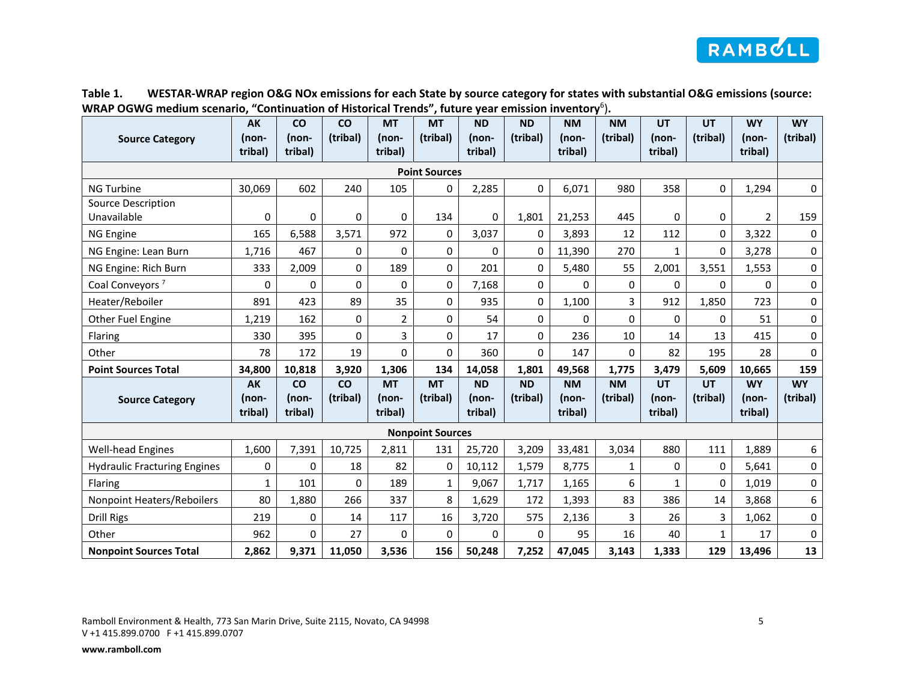**Table 1. WESTAR-WRAP region O&G NOx emissions for each State by source category for states with substantial O&G emissions (source: WRAP OGWG medium scenario, "Continuation of Historical Trends", future year emission inventory[6]).**

| Source Category | AK (non-tribal) | CO (non-tribal) | CO (tribal) | MT (non-tribal) | MT (tribal) | ND (non-tribal) | ND (tribal) | NM (non-tribal) | NM (tribal) | UT (non-tribal) | UT (tribal) | WY (non-tribal) | WY (tribal) |
|---|---|---|---|---|---|---|---|---|---|---|---|---|---|
| **Point Sources** | | | | | | | | | | | | | |
| NG Turbine | 30,069 | 602 | 240 | 105 | 0 | 2,285 | 0 | 6,071 | 980 | 358 | 0 | 1,294 | 0 |
| Source Description Unavailable | 0 | 0 | 0 | 0 | 134 | 0 | 1,801 | 21,253 | 445 | 0 | 0 | 2 | 159 |
| NG Engine | 165 | 6,588 | 3,571 | 972 | 0 | 3,037 | 0 | 3,893 | 12 | 112 | 0 | 3,322 | 0 |
| NG Engine: Lean Burn | 1,716 | 467 | 0 | 0 | 0 | 0 | 0 | 11,390 | 270 | 1 | 0 | 3,278 | 0 |
| NG Engine: Rich Burn | 333 | 2,009 | 0 | 189 | 0 | 201 | 0 | 5,480 | 55 | 2,001 | 3,551 | 1,553 | 0 |
| Coal Conveyors [7] | 0 | 0 | 0 | 0 | 0 | 7,168 | 0 | 0 | 0 | 0 | 0 | 0 | 0 |
| Heater/Reboiler | 891 | 423 | 89 | 35 | 0 | 935 | 0 | 1,100 | 3 | 912 | 1,850 | 723 | 0 |
| Other Fuel Engine | 1,219 | 162 | 0 | 2 | 0 | 54 | 0 | 0 | 0 | 0 | 0 | 51 | 0 |
| Flaring | 330 | 395 | 0 | 3 | 0 | 17 | 0 | 236 | 10 | 14 | 13 | 415 | 0 |
| Other | 78 | 172 | 19 | 0 | 0 | 360 | 0 | 147 | 0 | 82 | 195 | 28 | 0 |
| **Point Sources Total** | **34,800** | **10,818** | **3,920** | **1,306** | **134** | **14,058** | **1,801** | **49,568** | **1,775** | **3,479** | **5,609** | **10,665** | **159** |
| **Source Category** | **AK (non-tribal)** | **CO (non-tribal)** | **CO (tribal)** | **MT (non-tribal)** | **MT (tribal)** | **ND (non-tribal)** | **ND (tribal)** | **NM (non-tribal)** | **NM (tribal)** | **UT (non-tribal)** | **UT (tribal)** | **WY (non-tribal)** | **WY (tribal)** |
| **Nonpoint Sources** | | | | | | | | | | | | | |
| Well-head Engines | 1,600 | 7,391 | 10,725 | 2,811 | 131 | 25,720 | 3,209 | 33,481 | 3,034 | 880 | 111 | 1,889 | 6 |
| Hydraulic Fracturing Engines | 0 | 0 | 18 | 82 | 0 | 10,112 | 1,579 | 8,775 | 1 | 0 | 0 | 5,641 | 0 |
| Flaring | 1 | 101 | 0 | 189 | 1 | 9,067 | 1,717 | 1,165 | 6 | 1 | 0 | 1,019 | 0 |
| Nonpoint Heaters/Reboilers | 80 | 1,880 | 266 | 337 | 8 | 1,629 | 172 | 1,393 | 83 | 386 | 14 | 3,868 | 6 |
| Drill Rigs | 219 | 0 | 14 | 117 | 16 | 3,720 | 575 | 2,136 | 3 | 26 | 3 | 1,062 | 0 |
| Other | 962 | 0 | 27 | 0 | 0 | 0 | 0 | 95 | 16 | 40 | 1 | 17 | 0 |
| **Nonpoint Sources Total** | **2,862** | **9,371** | **11,050** | **3,536** | **156** | **50,248** | **7,252** | **47,045** | **3,143** | **1,333** | **129** | **13,496** | **13** |

Ramboll Environment & Health, 773 San Marin Drive, Suite 2115, Novato, CA 94998
V +1 415.899.0700 F +1 415.899.0707

**www.ramboll.com**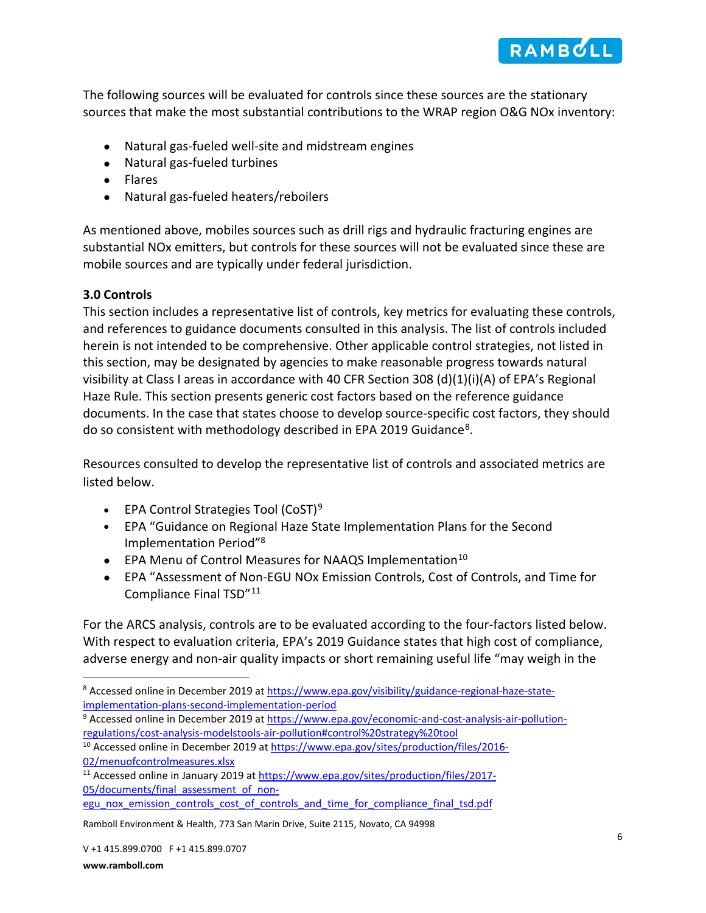The following sources will be evaluated for controls since these sources are the stationary sources that make the most substantial contributions to the WRAP region O&G NOx inventory:

- Natural gas-fueled well-site and midstream engines
- Natural gas-fueled turbines
- Flares
- Natural gas-fueled heaters/reboilers

As mentioned above, mobiles sources such as drill rigs and hydraulic fracturing engines are substantial NOx emitters, but controls for these sources will not be evaluated since these are mobile sources and are typically under federal jurisdiction.

**3.0 Controls**

This section includes a representative list of controls, key metrics for evaluating these controls, and references to guidance documents consulted in this analysis. The list of controls included herein is not intended to be comprehensive. Other applicable control strategies, not listed in this section, may be designated by agencies to make reasonable progress towards natural visibility at Class I areas in accordance with 40 CFR Section 308 (d)(1)(i)(A) of EPA's Regional Haze Rule. This section presents generic cost factors based on the reference guidance documents. In the case that states choose to develop source-specific cost factors, they should do so consistent with methodology described in EPA 2019 Guidance[8].

Resources consulted to develop the representative list of controls and associated metrics are listed below.

- EPA Control Strategies Tool (CoST)[9]
- EPA "Guidance on Regional Haze State Implementation Plans for the Second Implementation Period"[8]
- EPA Menu of Control Measures for NAAQS Implementation[10]
- EPA "Assessment of Non-EGU NOx Emission Controls, Cost of Controls, and Time for Compliance Final TSD"[11]

For the ARCS analysis, controls are to be evaluated according to the four-factors listed below. With respect to evaluation criteria, EPA's 2019 Guidance states that high cost of compliance, adverse energy and non-air quality impacts or short remaining useful life "may weigh in the

---

[8] Accessed online in December 2019 at https://www.epa.gov/visibility/guidance-regional-haze-state-implementation-plans-second-implementation-period

[9] Accessed online in December 2019 at https://www.epa.gov/economic-and-cost-analysis-air-pollution-regulations/cost-analysis-modelstools-air-pollution#control%20strategy%20tool

[10] Accessed online in December 2019 at https://www.epa.gov/sites/production/files/2016-02/menuofcontrolmeasures.xlsx

[11] Accessed online in January 2019 at https://www.epa.gov/sites/production/files/2017-05/documents/final_assessment_of_non-egu_nox_emission_controls_cost_of_controls_and_time_for_compliance_final_tsd.pdf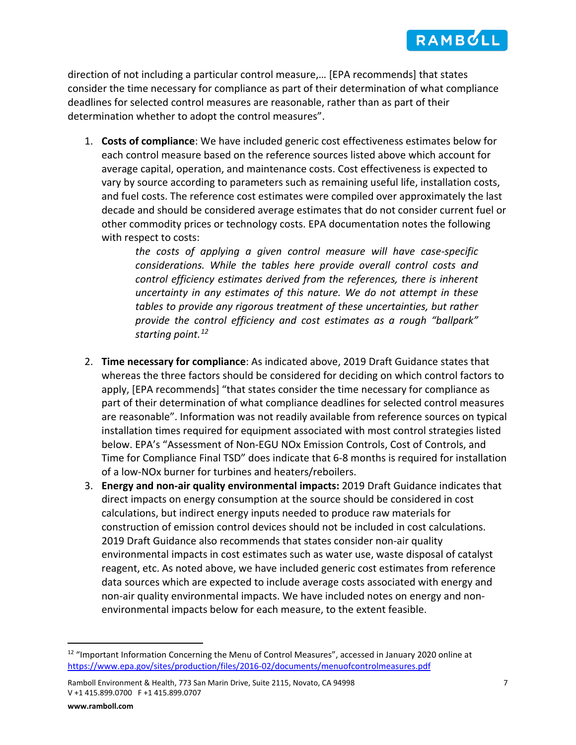direction of not including a particular control measure,… [EPA recommends] that states consider the time necessary for compliance as part of their determination of what compliance deadlines for selected control measures are reasonable, rather than as part of their determination whether to adopt the control measures".

1. **Costs of compliance**: We have included generic cost effectiveness estimates below for each control measure based on the reference sources listed above which account for average capital, operation, and maintenance costs. Cost effectiveness is expected to vary by source according to parameters such as remaining useful life, installation costs, and fuel costs. The reference cost estimates were compiled over approximately the last decade and should be considered average estimates that do not consider current fuel or other commodity prices or technology costs. EPA documentation notes the following with respect to costs:

   > *the costs of applying a given control measure will have case-specific considerations. While the tables here provide overall control costs and control efficiency estimates derived from the references, there is inherent uncertainty in any estimates of this nature. We do not attempt in these tables to provide any rigorous treatment of these uncertainties, but rather provide the control efficiency and cost estimates as a rough "ballpark" starting point.*[12]

2. **Time necessary for compliance**: As indicated above, 2019 Draft Guidance states that whereas the three factors should be considered for deciding on which control factors to apply, [EPA recommends] "that states consider the time necessary for compliance as part of their determination of what compliance deadlines for selected control measures are reasonable". Information was not readily available from reference sources on typical installation times required for equipment associated with most control strategies listed below. EPA's "Assessment of Non-EGU NOx Emission Controls, Cost of Controls, and Time for Compliance Final TSD" does indicate that 6-8 months is required for installation of a low-NOx burner for turbines and heaters/reboilers.

3. **Energy and non-air quality environmental impacts:** 2019 Draft Guidance indicates that direct impacts on energy consumption at the source should be considered in cost calculations, but indirect energy inputs needed to produce raw materials for construction of emission control devices should not be included in cost calculations. 2019 Draft Guidance also recommends that states consider non-air quality environmental impacts in cost estimates such as water use, waste disposal of catalyst reagent, etc. As noted above, we have included generic cost estimates from reference data sources which are expected to include average costs associated with energy and non-air quality environmental impacts. We have included notes on energy and non-environmental impacts below for each measure, to the extent feasible.

---

[12] "Important Information Concerning the Menu of Control Measures", accessed in January 2020 online at https://www.epa.gov/sites/production/files/2016-02/documents/menuofcontrolmeasures.pdf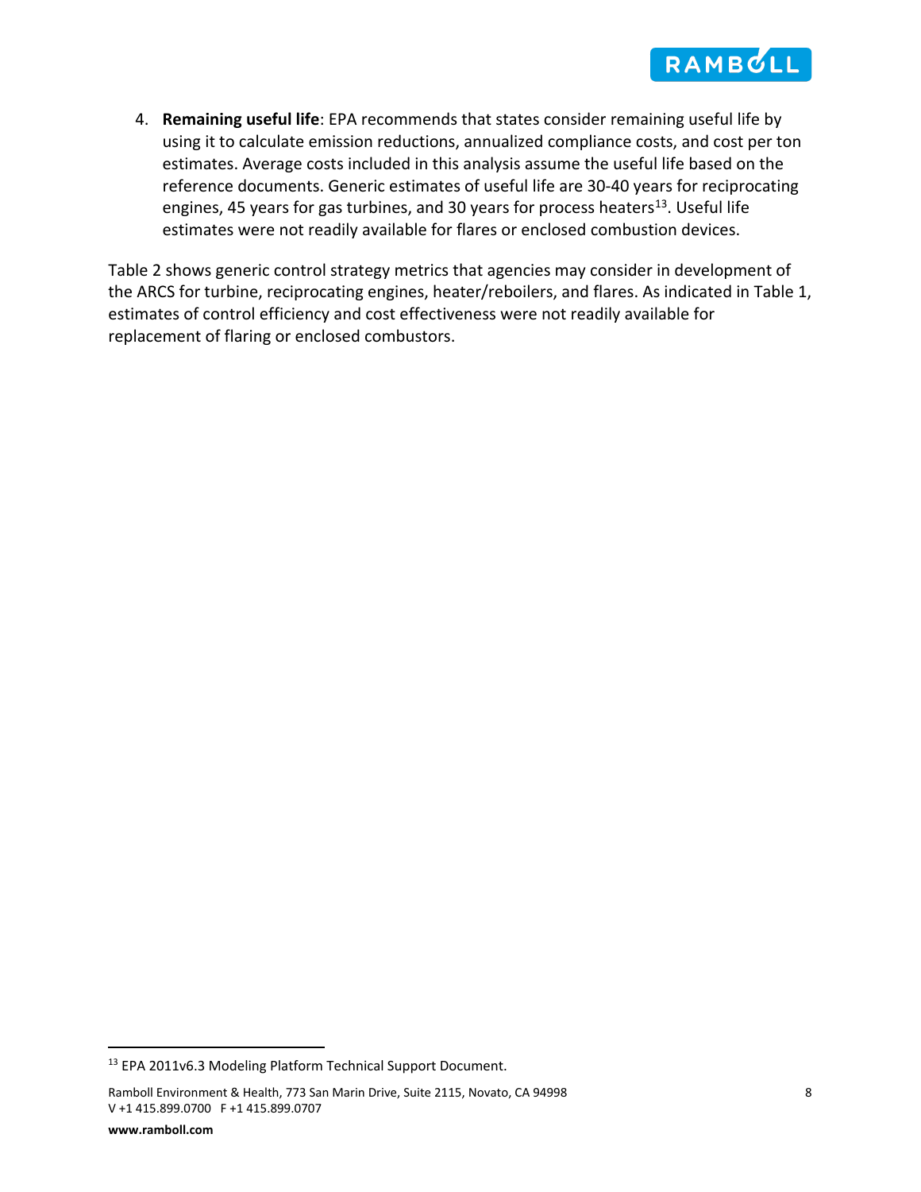4. **Remaining useful life**: EPA recommends that states consider remaining useful life by using it to calculate emission reductions, annualized compliance costs, and cost per ton estimates. Average costs included in this analysis assume the useful life based on the reference documents. Generic estimates of useful life are 30-40 years for reciprocating engines, 45 years for gas turbines, and 30 years for process heaters[13]. Useful life estimates were not readily available for flares or enclosed combustion devices.

Table 2 shows generic control strategy metrics that agencies may consider in development of the ARCS for turbine, reciprocating engines, heater/reboilers, and flares. As indicated in Table 1, estimates of control efficiency and cost effectiveness were not readily available for replacement of flaring or enclosed combustors.

[13] EPA 2011v6.3 Modeling Platform Technical Support Document.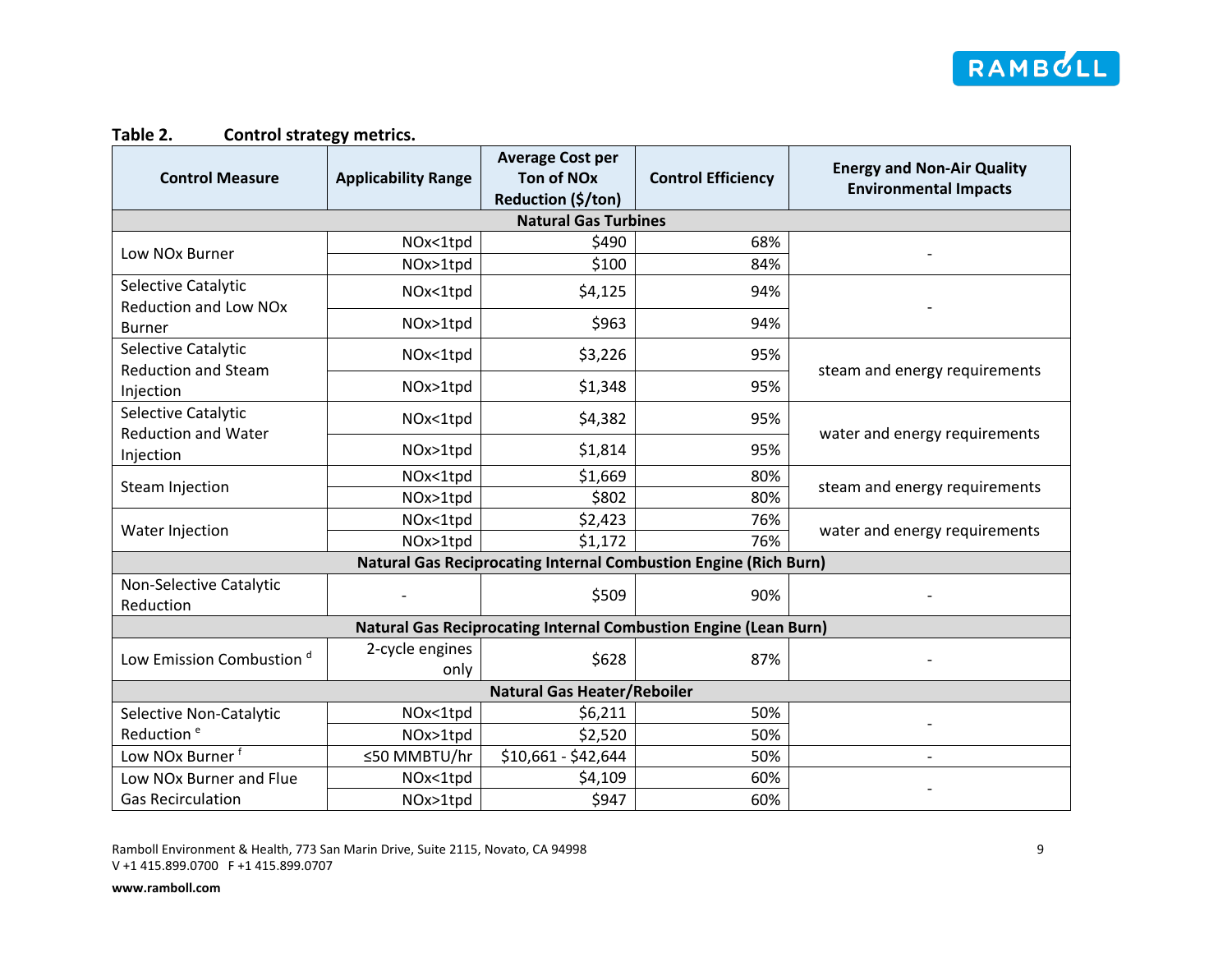**Table 2. Control strategy metrics.**

| Control Measure | Applicability Range | Average Cost per Ton of NOx Reduction ($/ton) | Control Efficiency | Energy and Non-Air Quality Environmental Impacts |
|---|---|---|---|---|
| **Natural Gas Turbines** | | | | |
| Low NOx Burner | NOx<1tpd | $490 | 68% | - |
| | NOx>1tpd | $100 | 84% | |
| Selective Catalytic Reduction and Low NOx Burner | NOx<1tpd | $4,125 | 94% | - |
| | NOx>1tpd | $963 | 94% | |
| Selective Catalytic Reduction and Steam Injection | NOx<1tpd | $3,226 | 95% | steam and energy requirements |
| | NOx>1tpd | $1,348 | 95% | |
| Selective Catalytic Reduction and Water Injection | NOx<1tpd | $4,382 | 95% | water and energy requirements |
| | NOx>1tpd | $1,814 | 95% | |
| Steam Injection | NOx<1tpd | $1,669 | 80% | steam and energy requirements |
| | NOx>1tpd | $802 | 80% | |
| Water Injection | NOx<1tpd | $2,423 | 76% | water and energy requirements |
| | NOx>1tpd | $1,172 | 76% | |
| **Natural Gas Reciprocating Internal Combustion Engine (Rich Burn)** | | | | |
| Non-Selective Catalytic Reduction | - | $509 | 90% | - |
| **Natural Gas Reciprocating Internal Combustion Engine (Lean Burn)** | | | | |
| Low Emission Combustion [d] | 2-cycle engines only | $628 | 87% | - |
| **Natural Gas Heater/Reboiler** | | | | |
| Selective Non-Catalytic Reduction [e] | NOx<1tpd | $6,211 | 50% | - |
| | NOx>1tpd | $2,520 | 50% | |
| Low NOx Burner [f] | ≤50 MMBTU/hr | $10,661 - $42,644 | 50% | - |
| Low NOx Burner and Flue Gas Recirculation | NOx<1tpd | $4,109 | 60% | - |
| | NOx>1tpd | $947 | 60% | |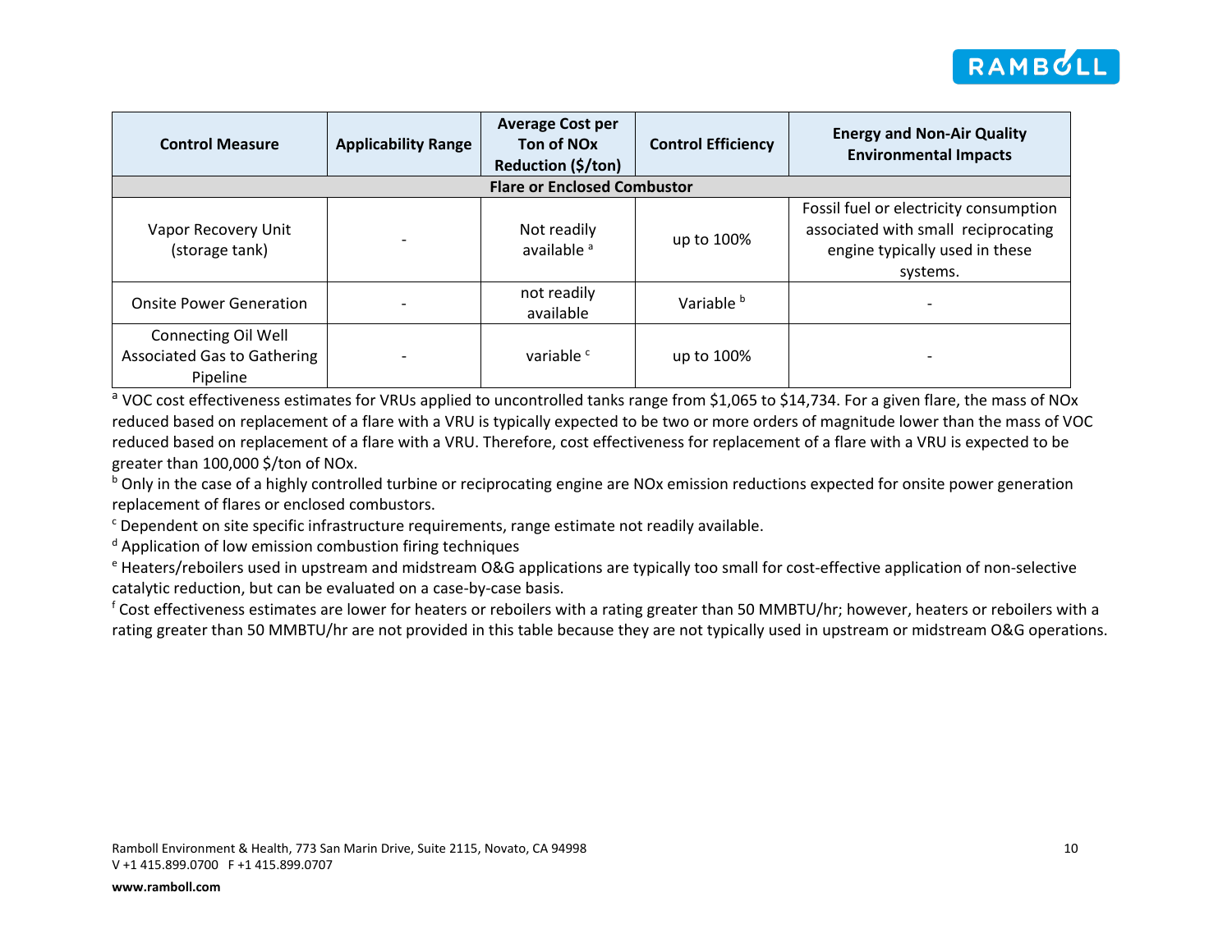| Control Measure | Applicability Range | Average Cost per Ton of NOx Reduction ($/ton) | Control Efficiency | Energy and Non-Air Quality Environmental Impacts |
|---|---|---|---|---|
| **Flare or Enclosed Combustor** | | | | |
| Vapor Recovery Unit (storage tank) | - | Not readily available [a] | up to 100% | Fossil fuel or electricity consumption associated with small reciprocating engine typically used in these systems. |
| Onsite Power Generation | - | not readily available | Variable [b] | - |
| Connecting Oil Well Associated Gas to Gathering Pipeline | - | variable [c] | up to 100% | - |

[a] VOC cost effectiveness estimates for VRUs applied to uncontrolled tanks range from $1,065 to $14,734. For a given flare, the mass of NOx reduced based on replacement of a flare with a VRU is typically expected to be two or more orders of magnitude lower than the mass of VOC reduced based on replacement of a flare with a VRU. Therefore, cost effectiveness for replacement of a flare with a VRU is expected to be greater than 100,000 $/ton of NOx.

[b] Only in the case of a highly controlled turbine or reciprocating engine are NOx emission reductions expected for onsite power generation replacement of flares or enclosed combustors.

[c] Dependent on site specific infrastructure requirements, range estimate not readily available.

[d] Application of low emission combustion firing techniques

[e] Heaters/reboilers used in upstream and midstream O&G applications are typically too small for cost-effective application of non-selective catalytic reduction, but can be evaluated on a case-by-case basis.

[f] Cost effectiveness estimates are lower for heaters or reboilers with a rating greater than 50 MMBTU/hr; however, heaters or reboilers with a rating greater than 50 MMBTU/hr are not provided in this table because they are not typically used in upstream or midstream O&G operations.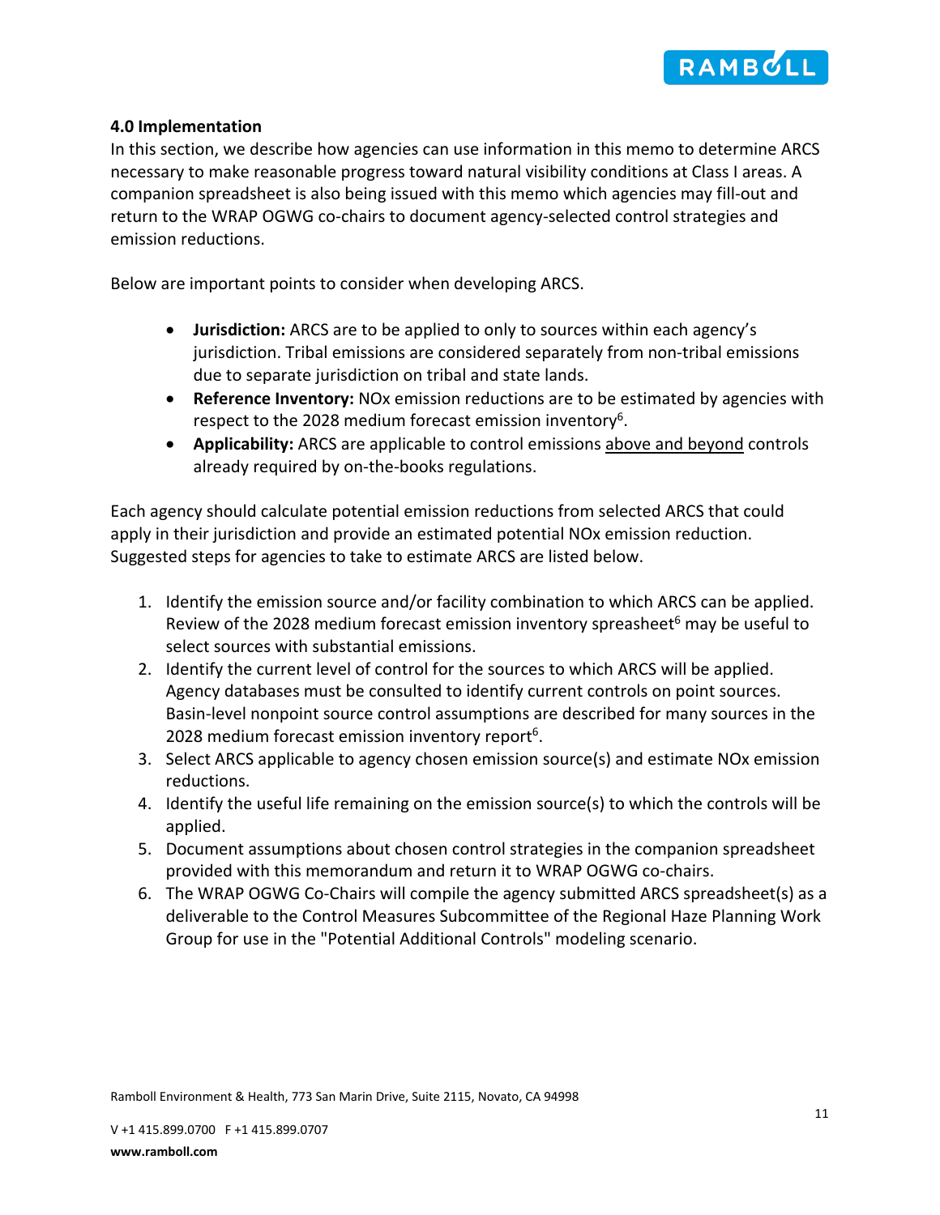### 4.0 Implementation

In this section, we describe how agencies can use information in this memo to determine ARCS necessary to make reasonable progress toward natural visibility conditions at Class I areas. A companion spreadsheet is also being issued with this memo which agencies may fill-out and return to the WRAP OGWG co-chairs to document agency-selected control strategies and emission reductions.

Below are important points to consider when developing ARCS.

- **Jurisdiction:** ARCS are to be applied to only to sources within each agency's jurisdiction. Tribal emissions are considered separately from non-tribal emissions due to separate jurisdiction on tribal and state lands.
- **Reference Inventory:** NOx emission reductions are to be estimated by agencies with respect to the 2028 medium forecast emission inventory[6].
- **Applicability:** ARCS are applicable to control emissions above and beyond controls already required by on-the-books regulations.

Each agency should calculate potential emission reductions from selected ARCS that could apply in their jurisdiction and provide an estimated potential NOx emission reduction. Suggested steps for agencies to take to estimate ARCS are listed below.

1. Identify the emission source and/or facility combination to which ARCS can be applied. Review of the 2028 medium forecast emission inventory spreasheet[6] may be useful to select sources with substantial emissions.
2. Identify the current level of control for the sources to which ARCS will be applied. Agency databases must be consulted to identify current controls on point sources. Basin-level nonpoint source control assumptions are described for many sources in the 2028 medium forecast emission inventory report[6].
3. Select ARCS applicable to agency chosen emission source(s) and estimate NOx emission reductions.
4. Identify the useful life remaining on the emission source(s) to which the controls will be applied.
5. Document assumptions about chosen control strategies in the companion spreadsheet provided with this memorandum and return it to WRAP OGWG co-chairs.
6. The WRAP OGWG Co-Chairs will compile the agency submitted ARCS spreadsheet(s) as a deliverable to the Control Measures Subcommittee of the Regional Haze Planning Work Group for use in the "Potential Additional Controls" modeling scenario.